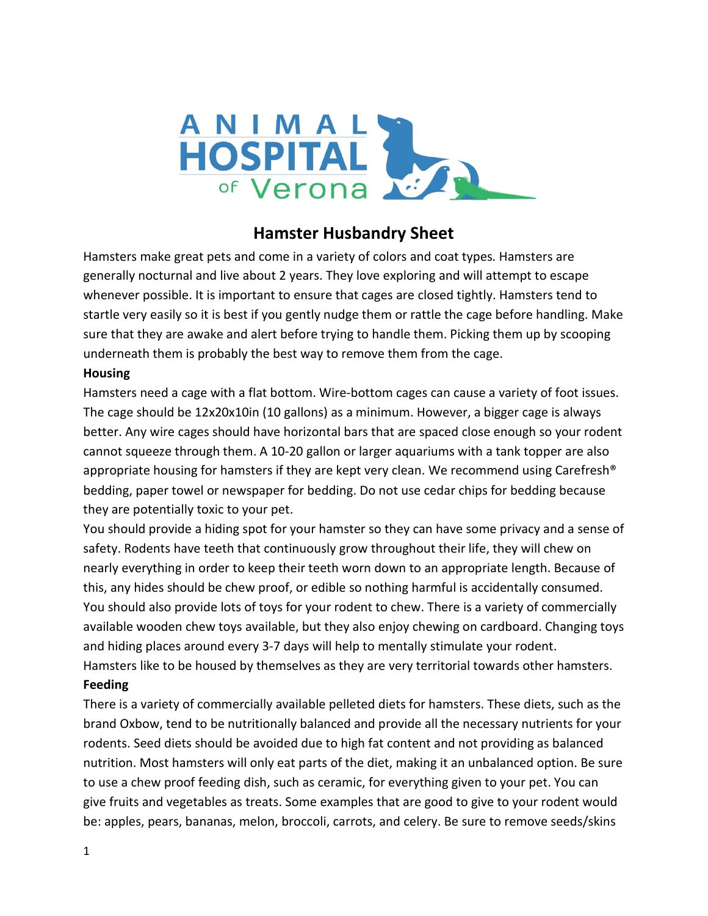# Hamster Husbandry Sheet

Hamsters make great pets and come in a variety of colors and coat types. Hamsters are generally nocturnal and live about 2 years. They love exploring and will attempt to escape whenever possible. It is important to ensure that cages are closed tightly. Hamsters tend to startle very easily so it is best if you gently nudge them or rattle the cage before handling. Make sure that they are awake and alert before trying to handle them. Picking them up by scooping underneath them is probably the best way to remove them from the cage.

**Housing**

Hamsters need a cage with a flat bottom. Wire-bottom cages can cause a variety of foot issues. The cage should be 12x20x10in (10 gallons) as a minimum. However, a bigger cage is always better. Any wire cages should have horizontal bars that are spaced close enough so your rodent cannot squeeze through them. A 10-20 gallon or larger aquariums with a tank topper are also appropriate housing for hamsters if they are kept very clean. We recommend using Carefresh® bedding, paper towel or newspaper for bedding. Do not use cedar chips for bedding because they are potentially toxic to your pet.

You should provide a hiding spot for your hamster so they can have some privacy and a sense of safety. Rodents have teeth that continuously grow throughout their life, they will chew on nearly everything in order to keep their teeth worn down to an appropriate length. Because of this, any hides should be chew proof, or edible so nothing harmful is accidentally consumed. You should also provide lots of toys for your rodent to chew. There is a variety of commercially available wooden chew toys available, but they also enjoy chewing on cardboard. Changing toys and hiding places around every 3-7 days will help to mentally stimulate your rodent.

Hamsters like to be housed by themselves as they are very territorial towards other hamsters.

**Feeding**

There is a variety of commercially available pelleted diets for hamsters. These diets, such as the brand Oxbow, tend to be nutritionally balanced and provide all the necessary nutrients for your rodents. Seed diets should be avoided due to high fat content and not providing as balanced nutrition. Most hamsters will only eat parts of the diet, making it an unbalanced option. Be sure to use a chew proof feeding dish, such as ceramic, for everything given to your pet. You can give fruits and vegetables as treats. Some examples that are good to give to your rodent would be: apples, pears, bananas, melon, broccoli, carrots, and celery. Be sure to remove seeds/skins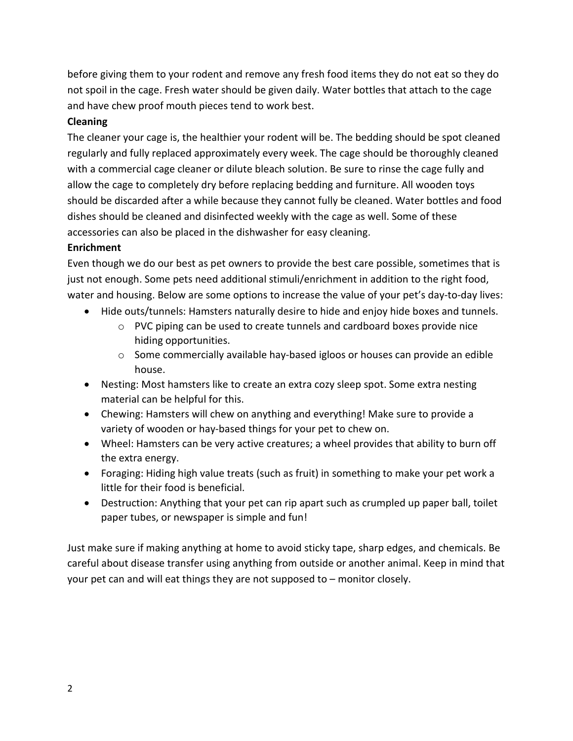before giving them to your rodent and remove any fresh food items they do not eat so they do not spoil in the cage. Fresh water should be given daily. Water bottles that attach to the cage and have chew proof mouth pieces tend to work best.

**Cleaning**

The cleaner your cage is, the healthier your rodent will be. The bedding should be spot cleaned regularly and fully replaced approximately every week. The cage should be thoroughly cleaned with a commercial cage cleaner or dilute bleach solution. Be sure to rinse the cage fully and allow the cage to completely dry before replacing bedding and furniture. All wooden toys should be discarded after a while because they cannot fully be cleaned. Water bottles and food dishes should be cleaned and disinfected weekly with the cage as well. Some of these accessories can also be placed in the dishwasher for easy cleaning.

**Enrichment**

Even though we do our best as pet owners to provide the best care possible, sometimes that is just not enough. Some pets need additional stimuli/enrichment in addition to the right food, water and housing. Below are some options to increase the value of your pet's day-to-day lives:

- Hide outs/tunnels: Hamsters naturally desire to hide and enjoy hide boxes and tunnels.
  - PVC piping can be used to create tunnels and cardboard boxes provide nice hiding opportunities.
  - Some commercially available hay-based igloos or houses can provide an edible house.
- Nesting: Most hamsters like to create an extra cozy sleep spot. Some extra nesting material can be helpful for this.
- Chewing: Hamsters will chew on anything and everything! Make sure to provide a variety of wooden or hay-based things for your pet to chew on.
- Wheel: Hamsters can be very active creatures; a wheel provides that ability to burn off the extra energy.
- Foraging: Hiding high value treats (such as fruit) in something to make your pet work a little for their food is beneficial.
- Destruction: Anything that your pet can rip apart such as crumpled up paper ball, toilet paper tubes, or newspaper is simple and fun!

Just make sure if making anything at home to avoid sticky tape, sharp edges, and chemicals. Be careful about disease transfer using anything from outside or another animal. Keep in mind that your pet can and will eat things they are not supposed to – monitor closely.